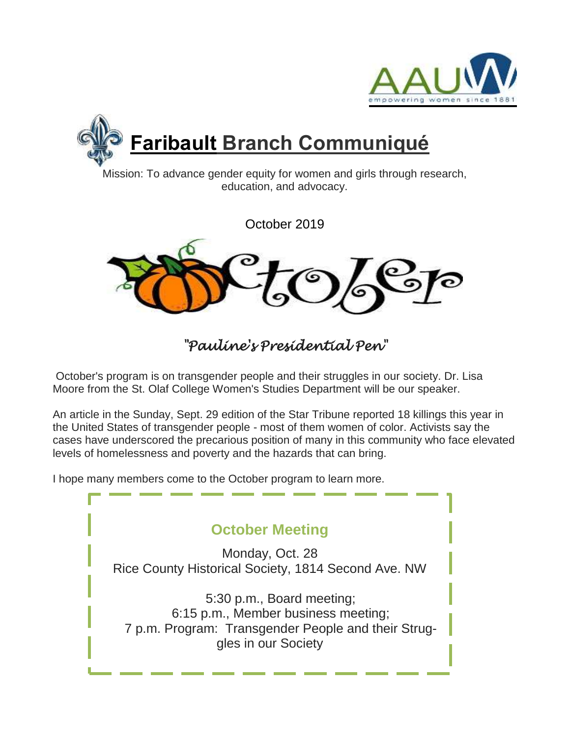# Faribault Branch Communiqué

Mission: To advance gender equity for women and girls through research, education, and advocacy.

October 2019

## *"Pauline's Presidential Pen"*

October's program is on transgender people and their struggles in our society. Dr. Lisa Moore from the St. Olaf College Women's Studies Department will be our speaker.

An article in the Sunday, Sept. 29 edition of the Star Tribune reported 18 killings this year in the United States of transgender people - most of them women of color. Activists say the cases have underscored the precarious position of many in this community who face elevated levels of homelessness and poverty and the hazards that can bring.

I hope many members come to the October program to learn more.

### October Meeting

Monday, Oct. 28
Rice County Historical Society, 1814 Second Ave. NW

5:30 p.m., Board meeting;
6:15 p.m., Member business meeting;
7 p.m. Program: Transgender People and their Struggles in our Society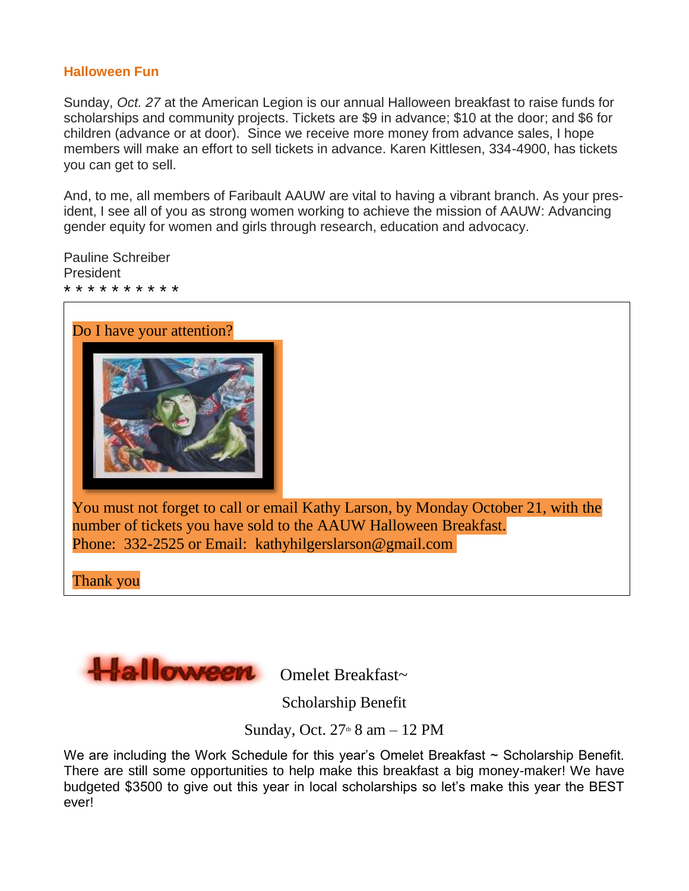## Halloween Fun

Sunday, *Oct. 27* at the American Legion is our annual Halloween breakfast to raise funds for scholarships and community projects. Tickets are $9 in advance; $10 at the door; and $6 for children (advance or at door). Since we receive more money from advance sales, I hope members will make an effort to sell tickets in advance. Karen Kittlesen, 334-4900, has tickets you can get to sell.

And, to me, all members of Faribault AAUW are vital to having a vibrant branch. As your president, I see all of you as strong women working to achieve the mission of AAUW: Advancing gender equity for women and girls through research, education and advocacy.

Pauline Schreiber
President
* * * * * * * * * *

Do I have your attention?

You must not forget to call or email Kathy Larson, by Monday October 21, with the number of tickets you have sold to the AAUW Halloween Breakfast.
Phone: 332-2525 or Email: kathyhilgerslarson@gmail.com

Thank you

**Halloween** Omelet Breakfast~

Scholarship Benefit

Sunday, Oct. 27th 8 am – 12 PM

We are including the Work Schedule for this year's Omelet Breakfast ~ Scholarship Benefit. There are still some opportunities to help make this breakfast a big money-maker! We have budgeted $3500 to give out this year in local scholarships so let's make this year the BEST ever!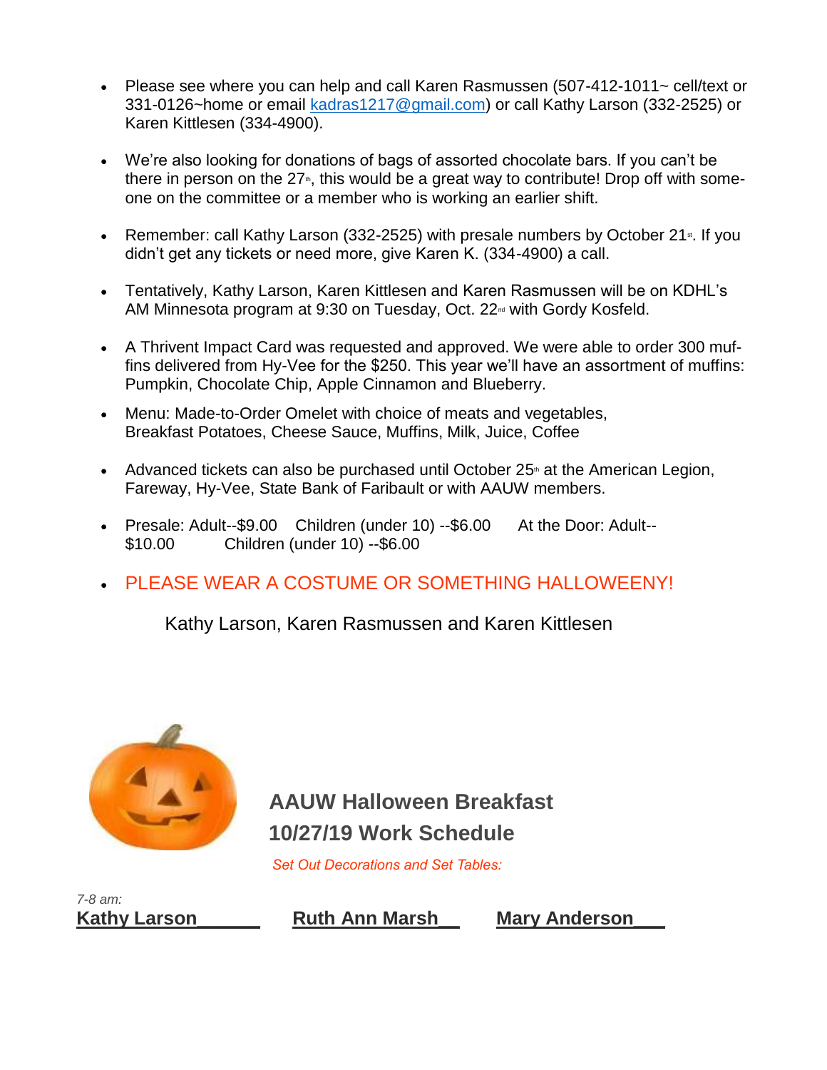- Please see where you can help and call Karen Rasmussen (507-412-1011~ cell/text or 331-0126~home or email [kadras1217@gmail.com](mailto:kadras1217@gmail.com)) or call Kathy Larson (332-2525) or Karen Kittlesen (334-4900).

- We're also looking for donations of bags of assorted chocolate bars. If you can't be there in person on the 27th, this would be a great way to contribute! Drop off with someone on the committee or a member who is working an earlier shift.

- Remember: call Kathy Larson (332-2525) with presale numbers by October 21st. If you didn't get any tickets or need more, give Karen K. (334-4900) a call.

- Tentatively, Kathy Larson, Karen Kittlesen and Karen Rasmussen will be on KDHL's AM Minnesota program at 9:30 on Tuesday, Oct. 22nd with Gordy Kosfeld.

- A Thrivent Impact Card was requested and approved. We were able to order 300 muffins delivered from Hy-Vee for the $250. This year we'll have an assortment of muffins: Pumpkin, Chocolate Chip, Apple Cinnamon and Blueberry.

- Menu: Made-to-Order Omelet with choice of meats and vegetables, Breakfast Potatoes, Cheese Sauce, Muffins, Milk, Juice, Coffee

- Advanced tickets can also be purchased until October 25th at the American Legion, Fareway, Hy-Vee, State Bank of Faribault or with AAUW members.

- Presale: Adult--$9.00 Children (under 10) --$6.00 At the Door: Adult--$10.00 Children (under 10) --$6.00

- PLEASE WEAR A COSTUME OR SOMETHING HALLOWEENY!

Kathy Larson, Karen Rasmussen and Karen Kittlesen

## AAUW Halloween Breakfast
## 10/27/19 Work Schedule

*Set Out Decorations and Set Tables:*

*7-8 am:*

**Kathy Larson** **Ruth Ann Marsh** **Mary Anderson**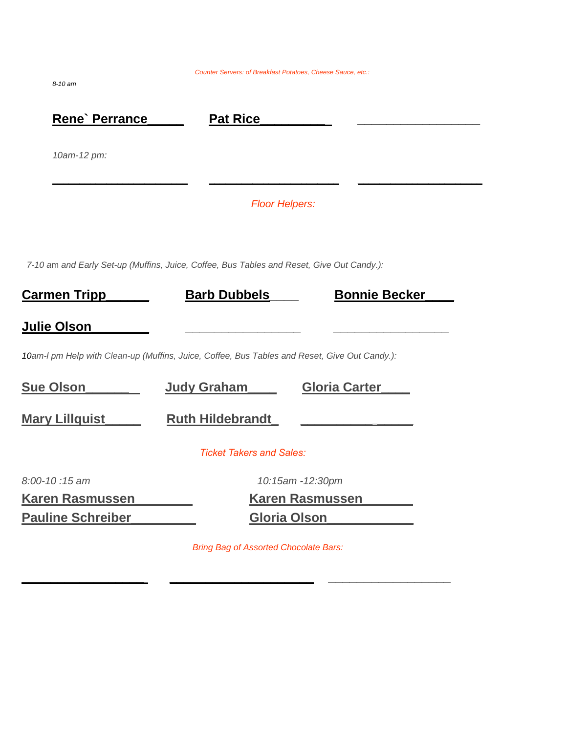*Counter Servers: of Breakfast Potatoes, Cheese Sauce, etc.:*

*8-10 am*

**Rene` Perrance_____** **Pat Rice_________** ________________

*10am-12 pm:*

___________________ ___________________ ___________________

*Floor Helpers:*

*7-10 am and Early Set-up (Muffins, Juice, Coffee, Bus Tables and Reset, Give Out Candy.):*

**Carmen Tripp______** **Barb Dubbels____** **Bonnie Becker____**

**Julie Olson________** ________________ ________________

*10am-l pm Help with Clean-up (Muffins, Juice, Coffee, Bus Tables and Reset, Give Out Candy.):*

**Sue Olson________** **Judy Graham____** **Gloria Carter____**

**Mary Lillquist_____** **Ruth Hildebrandt_** ________________

*Ticket Takers and Sales:*

| *8:00-10 :15 am* | *10:15am -12:30pm* |
| --- | --- |
| **Karen Rasmussen________** | **Karen Rasmussen_______** |
| **Pauline Schreiber________** | **Gloria Olson___________** |

*Bring Bag of Assorted Chocolate Bars:*

________________ ___________________ ________________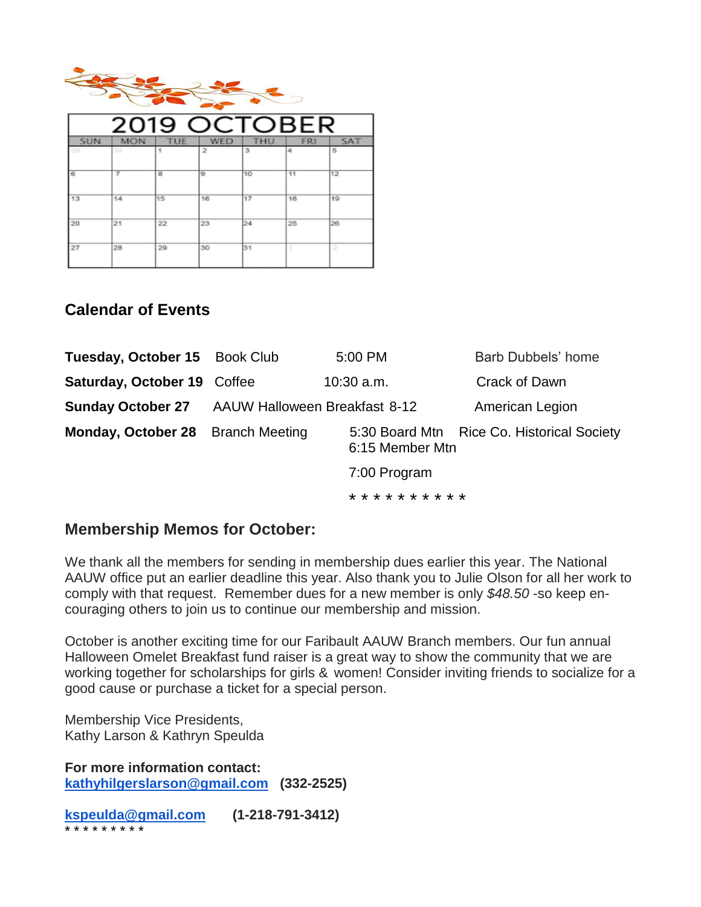## 2019 OCTOBER

| SUN | MON | TUE | WED | THU | FRI | SAT |
|---|---|---|---|---|---|---|
| 29 | 30 | 1 | 2 | 3 | 4 | 5 |
| 6 | 7 | 8 | 9 | 10 | 11 | 12 |
| 13 | 14 | 15 | 16 | 17 | 18 | 19 |
| 20 | 21 | 22 | 23 | 24 | 25 | 26 |
| 27 | 28 | 29 | 30 | 31 | 1 | 2 |

### Calendar of Events

| | | | |
|---|---|---|---|
| **Tuesday, October 15** | Book Club | 5:00 PM | Barb Dubbels' home |
| **Saturday, October 19** | Coffee | 10:30 a.m. | Crack of Dawn |
| **Sunday October 27** | AAUW Halloween Breakfast 8-12 | | American Legion |
| **Monday, October 28** | Branch Meeting | 5:30 Board Mtn<br>6:15 Member Mtn<br>7:00 Program | Rice Co. Historical Society |

* * * * * * * * * *

### Membership Memos for October:

We thank all the members for sending in membership dues earlier this year. The National AAUW office put an earlier deadline this year. Also thank you to Julie Olson for all her work to comply with that request. Remember dues for a new member is only *$48.50* -so keep encouraging others to join us to continue our membership and mission.

October is another exciting time for our Faribault AAUW Branch members. Our fun annual Halloween Omelet Breakfast fund raiser is a great way to show the community that we are working together for scholarships for girls & women! Consider inviting friends to socialize for a good cause or purchase a ticket for a special person.

Membership Vice Presidents,
Kathy Larson & Kathryn Speulda

**For more information contact:**
**kathyhilgerslarson@gmail.com** **(332-2525)**

**kspeulda@gmail.com** **(1-218-791-3412)**

* * * * * * * * *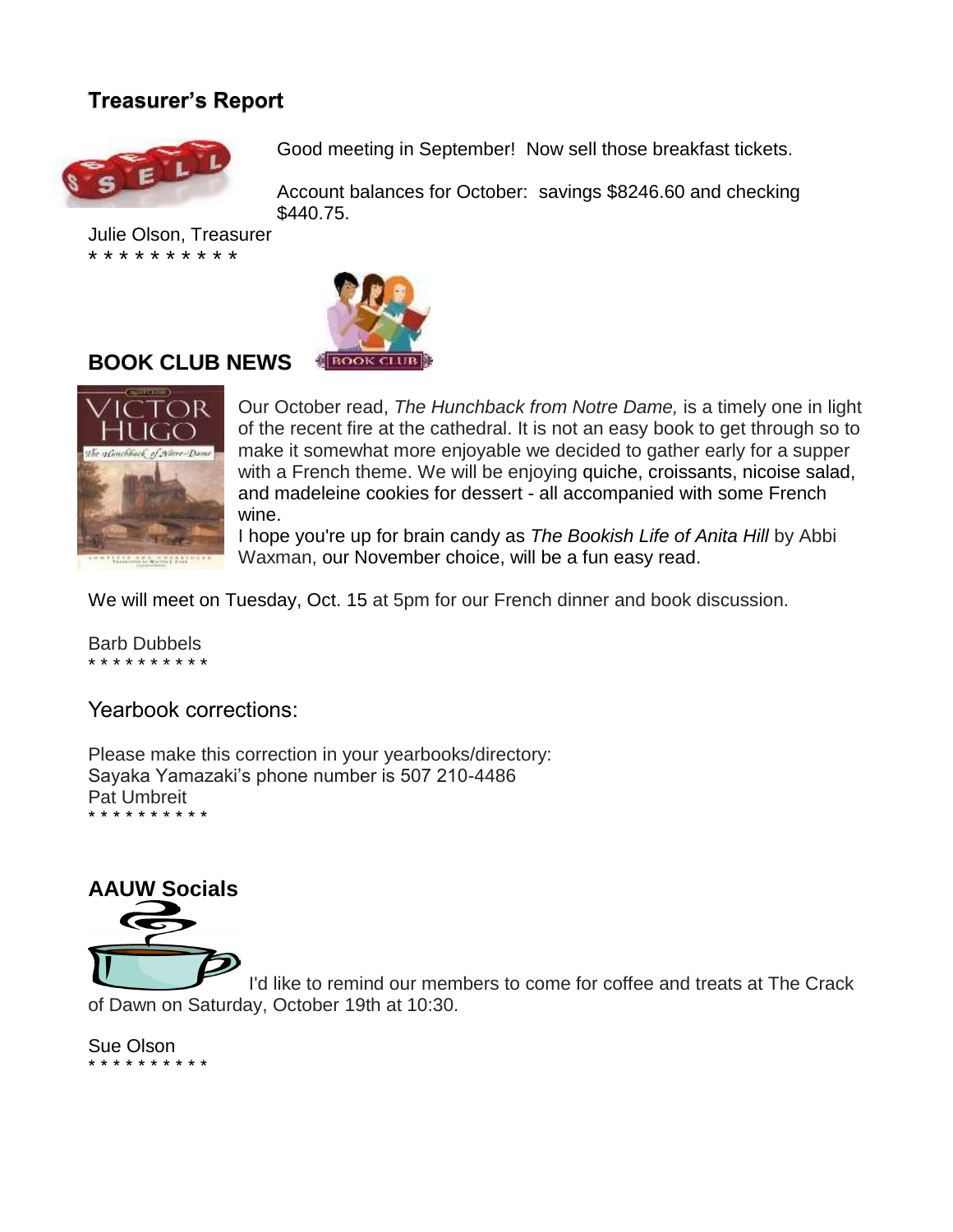## Treasurer's Report

Good meeting in September! Now sell those breakfast tickets.

Account balances for October: savings $8246.60 and checking $440.75.

Julie Olson, Treasurer

* * * * * * * * * *

## BOOK CLUB NEWS

Our October read, *The Hunchback from Notre Dame,* is a timely one in light of the recent fire at the cathedral. It is not an easy book to get through so to make it somewhat more enjoyable we decided to gather early for a supper with a French theme. We will be enjoying quiche, croissants, nicoise salad, and madeleine cookies for dessert - all accompanied with some French wine.

I hope you're up for brain candy as *The Bookish Life of Anita Hill* by Abbi Waxman, our November choice, will be a fun easy read.

We will meet on Tuesday, Oct. 15 at 5pm for our French dinner and book discussion.

Barb Dubbels

* * * * * * * * * *

## Yearbook corrections:

Please make this correction in your yearbooks/directory:
Sayaka Yamazaki's phone number is 507 210-4486
Pat Umbreit

* * * * * * * * * *

## AAUW Socials

I'd like to remind our members to come for coffee and treats at The Crack of Dawn on Saturday, October 19th at 10:30.

Sue Olson

* * * * * * * * * *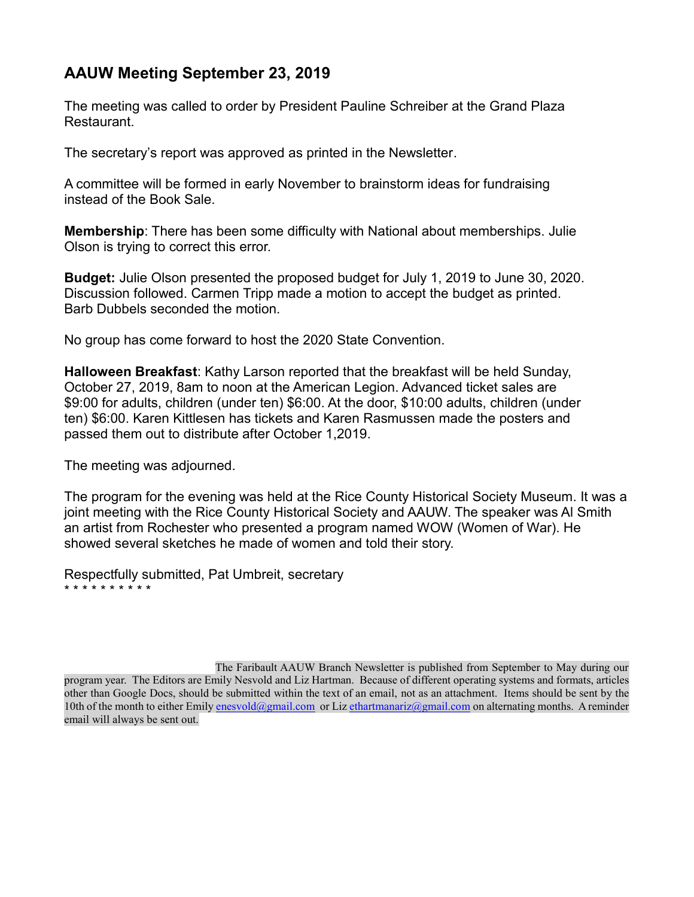## AAUW Meeting September 23, 2019

The meeting was called to order by President Pauline Schreiber at the Grand Plaza Restaurant.

The secretary's report was approved as printed in the Newsletter.

A committee will be formed in early November to brainstorm ideas for fundraising instead of the Book Sale.

**Membership**: There has been some difficulty with National about memberships. Julie Olson is trying to correct this error.

**Budget:** Julie Olson presented the proposed budget for July 1, 2019 to June 30, 2020. Discussion followed. Carmen Tripp made a motion to accept the budget as printed. Barb Dubbels seconded the motion.

No group has come forward to host the 2020 State Convention.

**Halloween Breakfast**: Kathy Larson reported that the breakfast will be held Sunday, October 27, 2019, 8am to noon at the American Legion. Advanced ticket sales are $9:00 for adults, children (under ten) $6:00. At the door, $10:00 adults, children (under ten) $6:00. Karen Kittlesen has tickets and Karen Rasmussen made the posters and passed them out to distribute after October 1,2019.

The meeting was adjourned.

The program for the evening was held at the Rice County Historical Society Museum. It was a joint meeting with the Rice County Historical Society and AAUW. The speaker was Al Smith an artist from Rochester who presented a program named WOW (Women of War). He showed several sketches he made of women and told their story.

Respectfully submitted, Pat Umbreit, secretary
* * * * * * * * * *

The Faribault AAUW Branch Newsletter is published from September to May during our program year. The Editors are Emily Nesvold and Liz Hartman. Because of different operating systems and formats, articles other than Google Docs, should be submitted within the text of an email, not as an attachment. Items should be sent by the 10th of the month to either Emily enesvold@gmail.com or Liz ethartmanariz@gmail.com on alternating months. A reminder email will always be sent out.